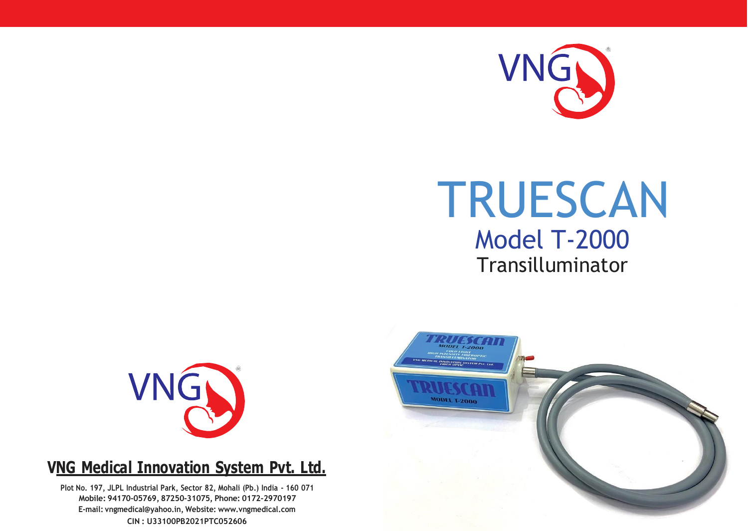# TRUESCAN

## Model T-2000

### Transilluminator

**VNG Medical Innovation System Pvt. Ltd.**

**Plot No. 197, JLPL Industrial Park, Sector 82, Mohali (Pb.) India - 160 071**
**Mobile: 94170-05769, 87250-31075, Phone: 0172-2970197**
**E-mail: vngmedical@yahoo.in, Website: www.vngmedical.com**
**CIN : U33100PB2021PTC052606**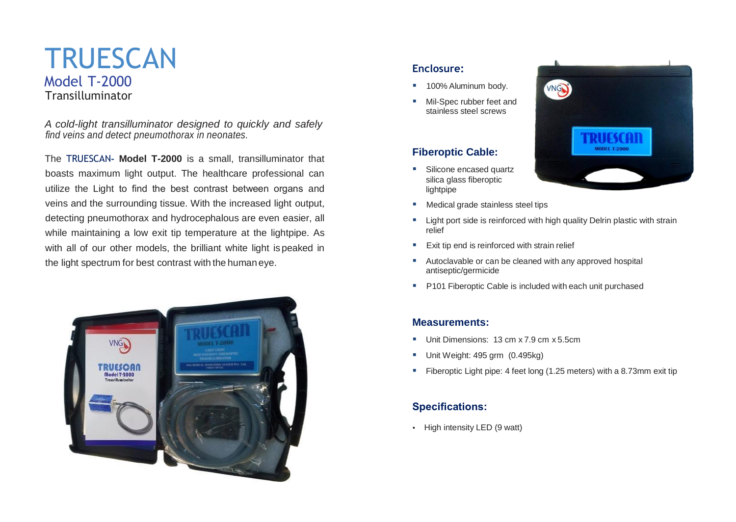# TRUESCAN

## Model T-2000

Transillumininator

*A cold-light transilluminator designed to quickly and safely find veins and detect pneumothorax in neonates.*

The TRUESCAN- **Model T-2000** is a small, transilluminator that boasts maximum light output. The healthcare professional can utilize the Light to find the best contrast between organs and veins and the surrounding tissue. With the increased light output, detecting pneumothorax and hydrocephalous are even easier, all while maintaining a low exit tip temperature at the lightpipe. As with all of our other models, the brilliant white light is peaked in the light spectrum for best contrast with the human eye.

### Enclosure:

- 100% Aluminum body.
- Mil-Spec rubber feet and stainless steel screws

### Fiberoptic Cable:

- Silicone encased quartz silica glass fiberoptic lightpipe
- Medical grade stainless steel tips
- Light port side is reinforced with high quality Delrin plastic with strain relief
- Exit tip end is reinforced with strain relief
- Autoclavable or can be cleaned with any approved hospital antiseptic/germicide
- P101 Fiberoptic Cable is included with each unit purchased

### Measurements:

- Unit Dimensions: 13 cm x 7.9 cm x 5.5cm
- Unit Weight: 495 grm (0.495kg)
- Fiberoptic Light pipe: 4 feet long (1.25 meters) with a 8.73mm exit tip

### Specifications:

- High intensity LED (9 watt)